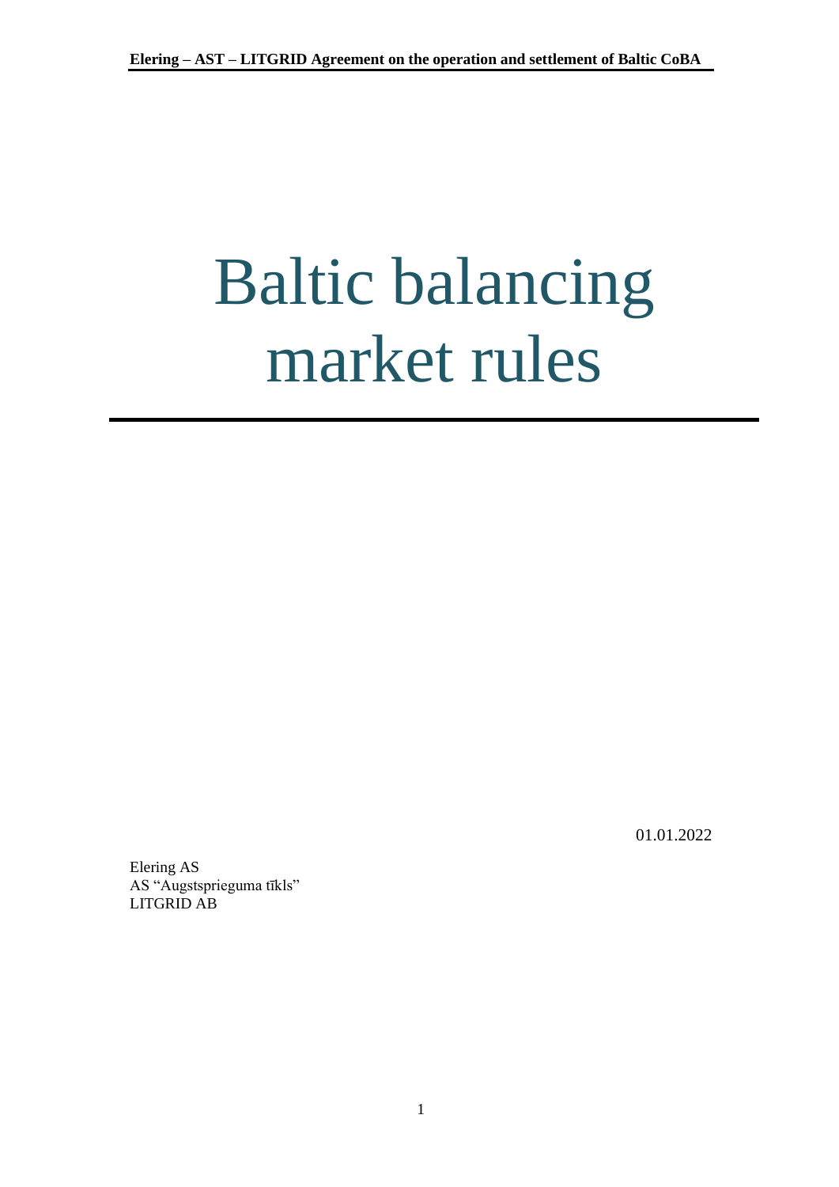# Baltic balancing market rules

01.01.2022

Elering AS
AS "Augstsprieguma tīkls"
LITGRID AB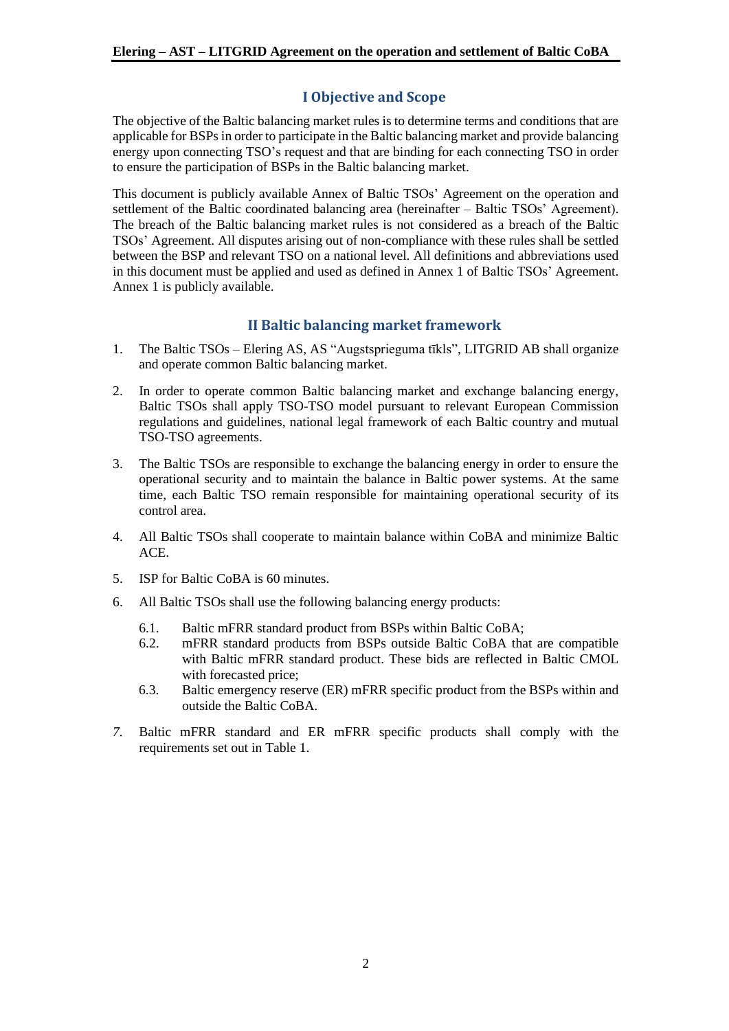## I Objective and Scope

The objective of the Baltic balancing market rules is to determine terms and conditions that are applicable for BSPs in order to participate in the Baltic balancing market and provide balancing energy upon connecting TSO's request and that are binding for each connecting TSO in order to ensure the participation of BSPs in the Baltic balancing market.

This document is publicly available Annex of Baltic TSOs' Agreement on the operation and settlement of the Baltic coordinated balancing area (hereinafter – Baltic TSOs' Agreement). The breach of the Baltic balancing market rules is not considered as a breach of the Baltic TSOs' Agreement. All disputes arising out of non-compliance with these rules shall be settled between the BSP and relevant TSO on a national level. All definitions and abbreviations used in this document must be applied and used as defined in Annex 1 of Baltic TSOs' Agreement. Annex 1 is publicly available.

## II Baltic balancing market framework

1. The Baltic TSOs – Elering AS, AS "Augstsprieguma tīkls", LITGRID AB shall organize and operate common Baltic balancing market.
2. In order to operate common Baltic balancing market and exchange balancing energy, Baltic TSOs shall apply TSO-TSO model pursuant to relevant European Commission regulations and guidelines, national legal framework of each Baltic country and mutual TSO-TSO agreements.
3. The Baltic TSOs are responsible to exchange the balancing energy in order to ensure the operational security and to maintain the balance in Baltic power systems. At the same time, each Baltic TSO remain responsible for maintaining operational security of its control area.
4. All Baltic TSOs shall cooperate to maintain balance within CoBA and minimize Baltic ACE.
5. ISP for Baltic CoBA is 60 minutes.
6. All Baltic TSOs shall use the following balancing energy products:
   - 6.1. Baltic mFRR standard product from BSPs within Baltic CoBA;
   - 6.2. mFRR standard products from BSPs outside Baltic CoBA that are compatible with Baltic mFRR standard product. These bids are reflected in Baltic CMOL with forecasted price;
   - 6.3. Baltic emergency reserve (ER) mFRR specific product from the BSPs within and outside the Baltic CoBA.
7. Baltic mFRR standard and ER mFRR specific products shall comply with the requirements set out in Table 1.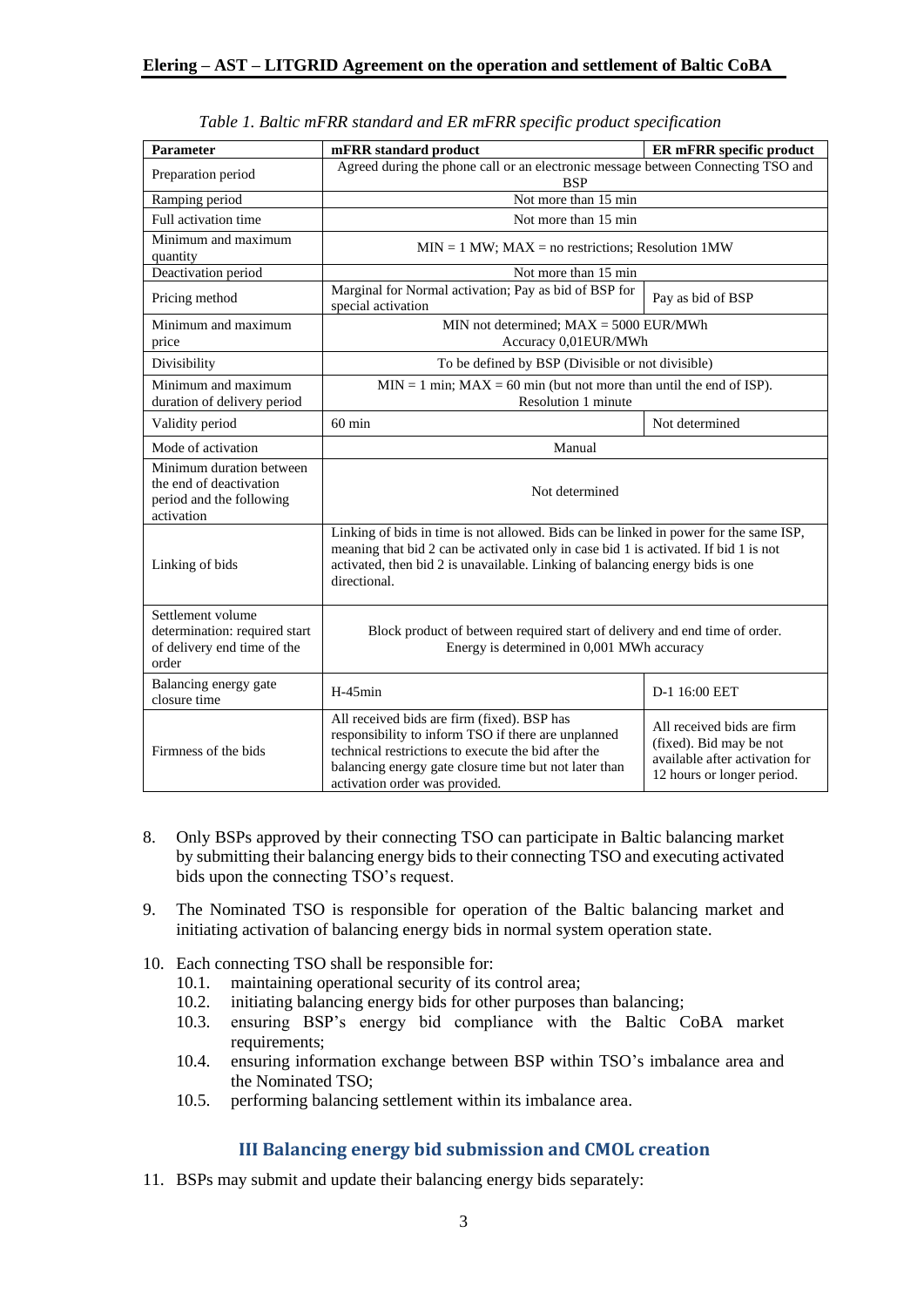*Table 1. Baltic mFRR standard and ER mFRR specific product specification*

| Parameter | mFRR standard product | ER mFRR specific product |
|---|---|---|
| Preparation period | Agreed during the phone call or an electronic message between Connecting TSO and BSP | |
| Ramping period | Not more than 15 min | |
| Full activation time | Not more than 15 min | |
| Minimum and maximum quantity | MIN = 1 MW; MAX = no restrictions; Resolution 1MW | |
| Deactivation period | Not more than 15 min | |
| Pricing method | Marginal for Normal activation; Pay as bid of BSP for special activation | Pay as bid of BSP |
| Minimum and maximum price | MIN not determined; MAX = 5000 EUR/MWh Accuracy 0,01EUR/MWh | |
| Divisibility | To be defined by BSP (Divisible or not divisible) | |
| Minimum and maximum duration of delivery period | MIN = 1 min; MAX = 60 min (but not more than until the end of ISP). Resolution 1 minute | |
| Validity period | 60 min | Not determined |
| Mode of activation | Manual | |
| Minimum duration between the end of deactivation period and the following activation | Not determined | |
| Linking of bids | Linking of bids in time is not allowed. Bids can be linked in power for the same ISP, meaning that bid 2 can be activated only in case bid 1 is activated. If bid 1 is not activated, then bid 2 is unavailable. Linking of balancing energy bids is one directional. | |
| Settlement volume determination: required start of delivery end time of the order | Block product of between required start of delivery and end time of order. Energy is determined in 0,001 MWh accuracy | |
| Balancing energy gate closure time | H-45min | D-1 16:00 EET |
| Firmness of the bids | All received bids are firm (fixed). BSP has responsibility to inform TSO if there are unplanned technical restrictions to execute the bid after the balancing energy gate closure time but not later than activation order was provided. | All received bids are firm (fixed). Bid may be not available after activation for 12 hours or longer period. |

8. Only BSPs approved by their connecting TSO can participate in Baltic balancing market by submitting their balancing energy bids to their connecting TSO and executing activated bids upon the connecting TSO's request.

9. The Nominated TSO is responsible for operation of the Baltic balancing market and initiating activation of balancing energy bids in normal system operation state.

10. Each connecting TSO shall be responsible for:
    - 10.1. maintaining operational security of its control area;
    - 10.2. initiating balancing energy bids for other purposes than balancing;
    - 10.3. ensuring BSP's energy bid compliance with the Baltic CoBA market requirements;
    - 10.4. ensuring information exchange between BSP within TSO's imbalance area and the Nominated TSO;
    - 10.5. performing balancing settlement within its imbalance area.

## III Balancing energy bid submission and CMOL creation

11. BSPs may submit and update their balancing energy bids separately: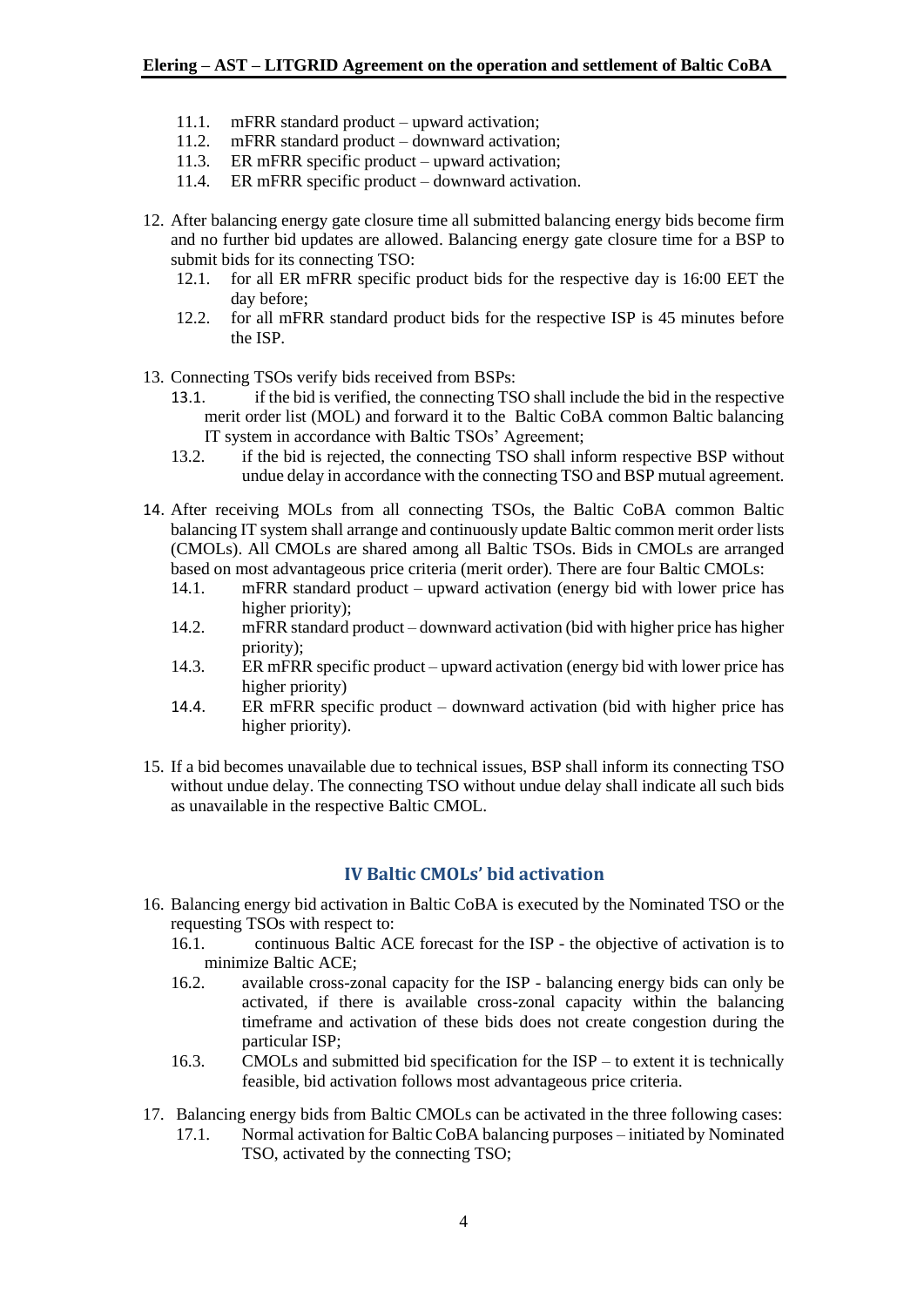11.1. mFRR standard product – upward activation;
11.2. mFRR standard product – downward activation;
11.3. ER mFRR specific product – upward activation;
11.4. ER mFRR specific product – downward activation.

12. After balancing energy gate closure time all submitted balancing energy bids become firm and no further bid updates are allowed. Balancing energy gate closure time for a BSP to submit bids for its connecting TSO:
    12.1. for all ER mFRR specific product bids for the respective day is 16:00 EET the day before;
    12.2. for all mFRR standard product bids for the respective ISP is 45 minutes before the ISP.

13. Connecting TSOs verify bids received from BSPs:
    13.1. if the bid is verified, the connecting TSO shall include the bid in the respective merit order list (MOL) and forward it to the Baltic CoBA common Baltic balancing IT system in accordance with Baltic TSOs' Agreement;
    13.2. if the bid is rejected, the connecting TSO shall inform respective BSP without undue delay in accordance with the connecting TSO and BSP mutual agreement.

14. After receiving MOLs from all connecting TSOs, the Baltic CoBA common Baltic balancing IT system shall arrange and continuously update Baltic common merit order lists (CMOLs). All CMOLs are shared among all Baltic TSOs. Bids in CMOLs are arranged based on most advantageous price criteria (merit order). There are four Baltic CMOLs:
    14.1. mFRR standard product – upward activation (energy bid with lower price has higher priority);
    14.2. mFRR standard product – downward activation (bid with higher price has higher priority);
    14.3. ER mFRR specific product – upward activation (energy bid with lower price has higher priority)
    14.4. ER mFRR specific product – downward activation (bid with higher price has higher priority).

15. If a bid becomes unavailable due to technical issues, BSP shall inform its connecting TSO without undue delay. The connecting TSO without undue delay shall indicate all such bids as unavailable in the respective Baltic CMOL.

## IV Baltic CMOLs' bid activation

16. Balancing energy bid activation in Baltic CoBA is executed by the Nominated TSO or the requesting TSOs with respect to:
    16.1. continuous Baltic ACE forecast for the ISP - the objective of activation is to minimize Baltic ACE;
    16.2. available cross-zonal capacity for the ISP - balancing energy bids can only be activated, if there is available cross-zonal capacity within the balancing timeframe and activation of these bids does not create congestion during the particular ISP;
    16.3. CMOLs and submitted bid specification for the ISP – to extent it is technically feasible, bid activation follows most advantageous price criteria.

17. Balancing energy bids from Baltic CMOLs can be activated in the three following cases:
    17.1. Normal activation for Baltic CoBA balancing purposes – initiated by Nominated TSO, activated by the connecting TSO;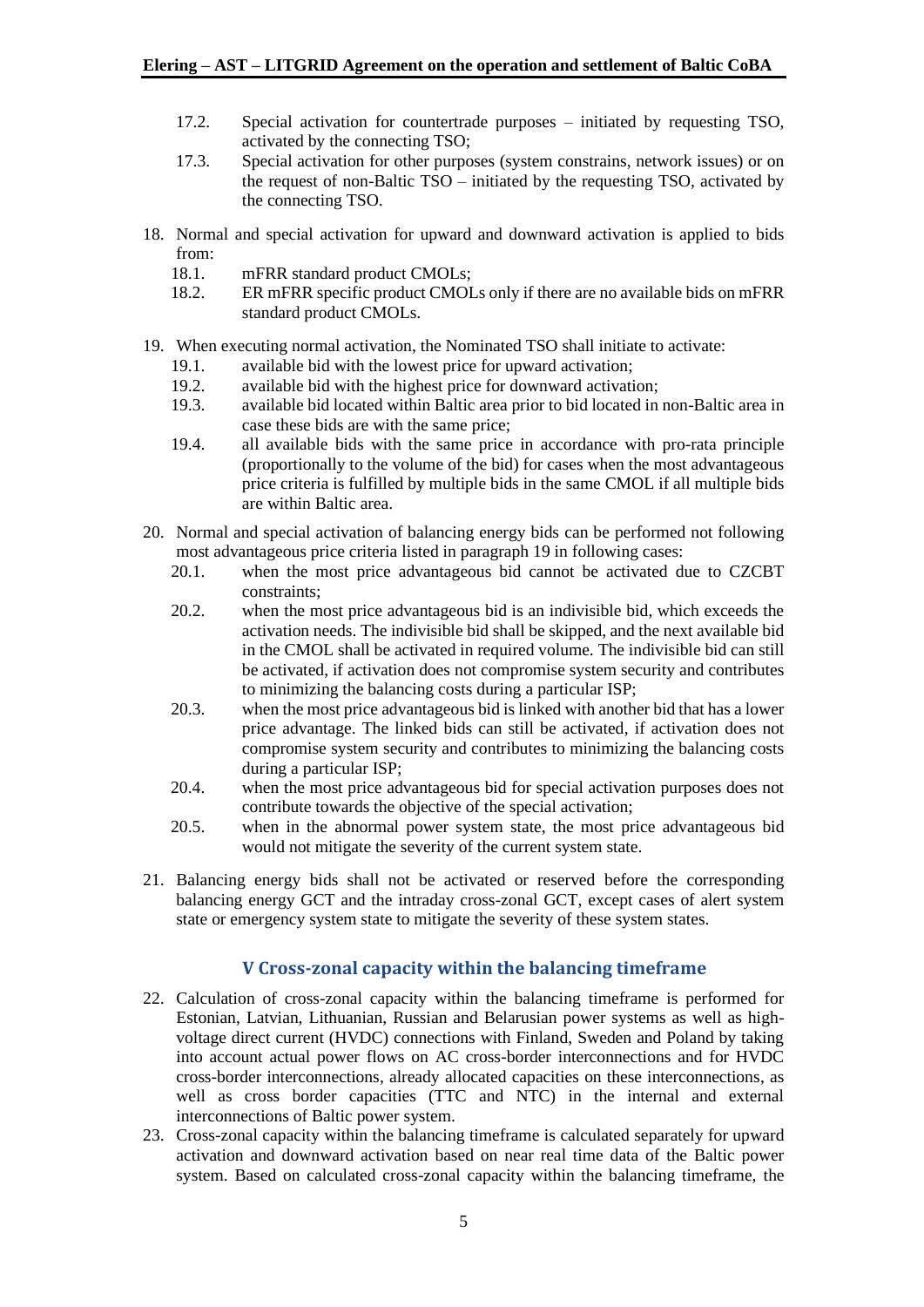17.2. Special activation for countertrade purposes – initiated by requesting TSO, activated by the connecting TSO;

17.3. Special activation for other purposes (system constrains, network issues) or on the request of non-Baltic TSO – initiated by the requesting TSO, activated by the connecting TSO.

18. Normal and special activation for upward and downward activation is applied to bids from:
    18.1. mFRR standard product CMOLs;
    18.2. ER mFRR specific product CMOLs only if there are no available bids on mFRR standard product CMOLs.

19. When executing normal activation, the Nominated TSO shall initiate to activate:
    19.1. available bid with the lowest price for upward activation;
    19.2. available bid with the highest price for downward activation;
    19.3. available bid located within Baltic area prior to bid located in non-Baltic area in case these bids are with the same price;
    19.4. all available bids with the same price in accordance with pro-rata principle (proportionally to the volume of the bid) for cases when the most advantageous price criteria is fulfilled by multiple bids in the same CMOL if all multiple bids are within Baltic area.

20. Normal and special activation of balancing energy bids can be performed not following most advantageous price criteria listed in paragraph 19 in following cases:
    20.1. when the most price advantageous bid cannot be activated due to CZCBT constraints;
    20.2. when the most price advantageous bid is an indivisible bid, which exceeds the activation needs. The indivisible bid shall be skipped, and the next available bid in the CMOL shall be activated in required volume. The indivisible bid can still be activated, if activation does not compromise system security and contributes to minimizing the balancing costs during a particular ISP;
    20.3. when the most price advantageous bid is linked with another bid that has a lower price advantage. The linked bids can still be activated, if activation does not compromise system security and contributes to minimizing the balancing costs during a particular ISP;
    20.4. when the most price advantageous bid for special activation purposes does not contribute towards the objective of the special activation;
    20.5. when in the abnormal power system state, the most price advantageous bid would not mitigate the severity of the current system state.

21. Balancing energy bids shall not be activated or reserved before the corresponding balancing energy GCT and the intraday cross-zonal GCT, except cases of alert system state or emergency system state to mitigate the severity of these system states.

## V Cross-zonal capacity within the balancing timeframe

22. Calculation of cross-zonal capacity within the balancing timeframe is performed for Estonian, Latvian, Lithuanian, Russian and Belarusian power systems as well as high-voltage direct current (HVDC) connections with Finland, Sweden and Poland by taking into account actual power flows on AC cross-border interconnections and for HVDC cross-border interconnections, already allocated capacities on these interconnections, as well as cross border capacities (TTC and NTC) in the internal and external interconnections of Baltic power system.

23. Cross-zonal capacity within the balancing timeframe is calculated separately for upward activation and downward activation based on near real time data of the Baltic power system. Based on calculated cross-zonal capacity within the balancing timeframe, the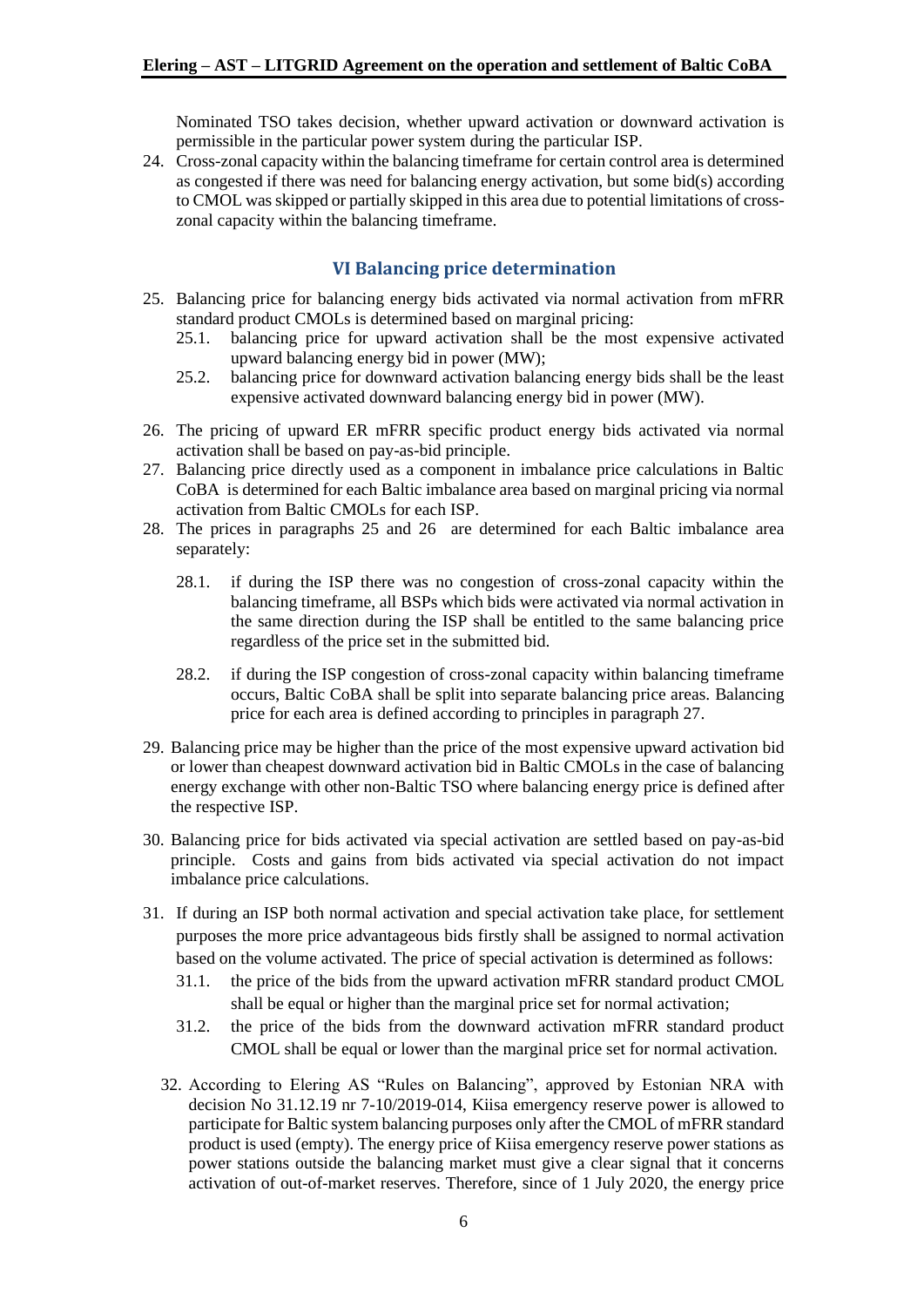Nominated TSO takes decision, whether upward activation or downward activation is permissible in the particular power system during the particular ISP.

24. Cross-zonal capacity within the balancing timeframe for certain control area is determined as congested if there was need for balancing energy activation, but some bid(s) according to CMOL was skipped or partially skipped in this area due to potential limitations of cross-zonal capacity within the balancing timeframe.

## VI Balancing price determination

25. Balancing price for balancing energy bids activated via normal activation from mFRR standard product CMOLs is determined based on marginal pricing:
    25.1. balancing price for upward activation shall be the most expensive activated upward balancing energy bid in power (MW);
    25.2. balancing price for downward activation balancing energy bids shall be the least expensive activated downward balancing energy bid in power (MW).

26. The pricing of upward ER mFRR specific product energy bids activated via normal activation shall be based on pay-as-bid principle.
27. Balancing price directly used as a component in imbalance price calculations in Baltic CoBA is determined for each Baltic imbalance area based on marginal pricing via normal activation from Baltic CMOLs for each ISP.
28. The prices in paragraphs 25 and 26 are determined for each Baltic imbalance area separately:

    28.1. if during the ISP there was no congestion of cross-zonal capacity within the balancing timeframe, all BSPs which bids were activated via normal activation in the same direction during the ISP shall be entitled to the same balancing price regardless of the price set in the submitted bid.

    28.2. if during the ISP congestion of cross-zonal capacity within balancing timeframe occurs, Baltic CoBA shall be split into separate balancing price areas. Balancing price for each area is defined according to principles in paragraph 27.

29. Balancing price may be higher than the price of the most expensive upward activation bid or lower than cheapest downward activation bid in Baltic CMOLs in the case of balancing energy exchange with other non-Baltic TSO where balancing energy price is defined after the respective ISP.

30. Balancing price for bids activated via special activation are settled based on pay-as-bid principle. Costs and gains from bids activated via special activation do not impact imbalance price calculations.

31. If during an ISP both normal activation and special activation take place, for settlement purposes the more price advantageous bids firstly shall be assigned to normal activation based on the volume activated. The price of special activation is determined as follows:
    31.1. the price of the bids from the upward activation mFRR standard product CMOL shall be equal or higher than the marginal price set for normal activation;
    31.2. the price of the bids from the downward activation mFRR standard product CMOL shall be equal or lower than the marginal price set for normal activation.

32. According to Elering AS "Rules on Balancing", approved by Estonian NRA with decision No 31.12.19 nr 7-10/2019-014, Kiisa emergency reserve power is allowed to participate for Baltic system balancing purposes only after the CMOL of mFRR standard product is used (empty). The energy price of Kiisa emergency reserve power stations as power stations outside the balancing market must give a clear signal that it concerns activation of out-of-market reserves. Therefore, since of 1 July 2020, the energy price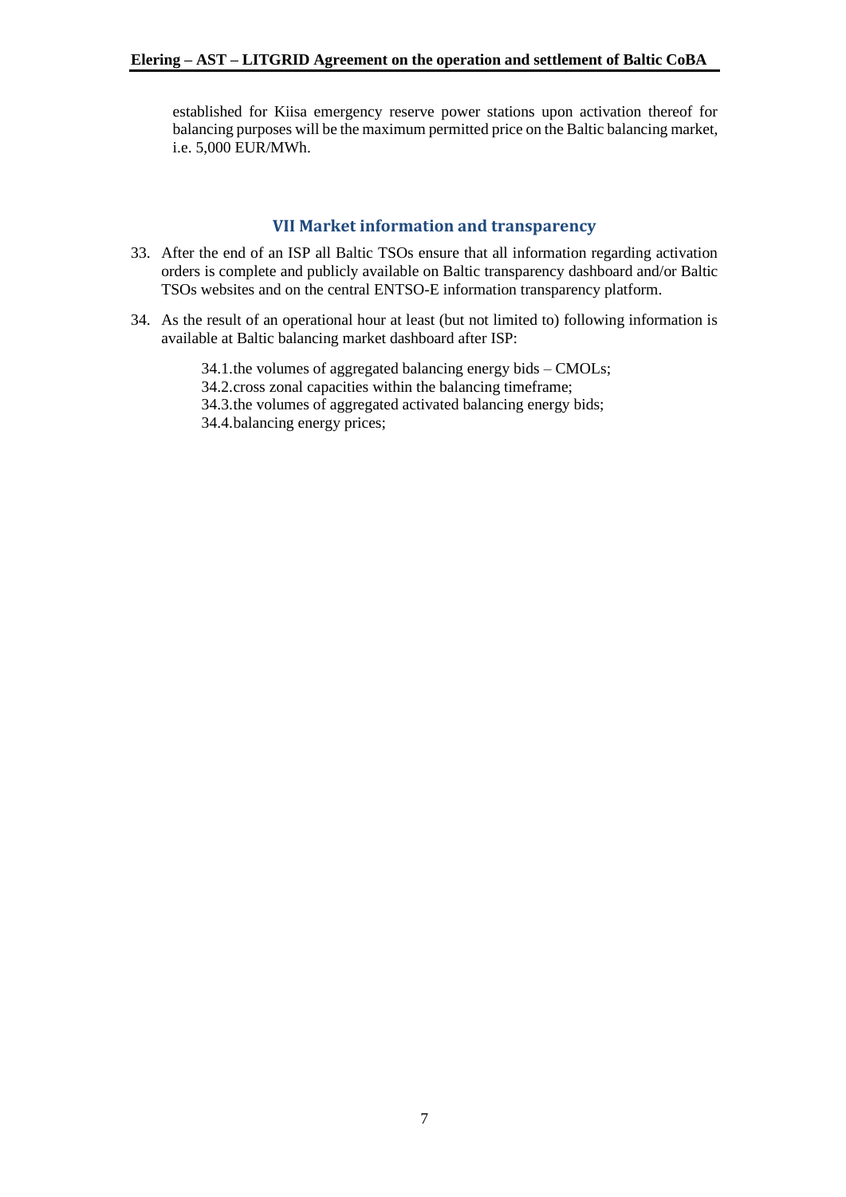established for Kiisa emergency reserve power stations upon activation thereof for balancing purposes will be the maximum permitted price on the Baltic balancing market, i.e. 5,000 EUR/MWh.

## VII Market information and transparency

33. After the end of an ISP all Baltic TSOs ensure that all information regarding activation orders is complete and publicly available on Baltic transparency dashboard and/or Baltic TSOs websites and on the central ENTSO-E information transparency platform.

34. As the result of an operational hour at least (but not limited to) following information is available at Baltic balancing market dashboard after ISP:

    34.1. the volumes of aggregated balancing energy bids – CMOLs;
    34.2. cross zonal capacities within the balancing timeframe;
    34.3. the volumes of aggregated activated balancing energy bids;
    34.4. balancing energy prices;